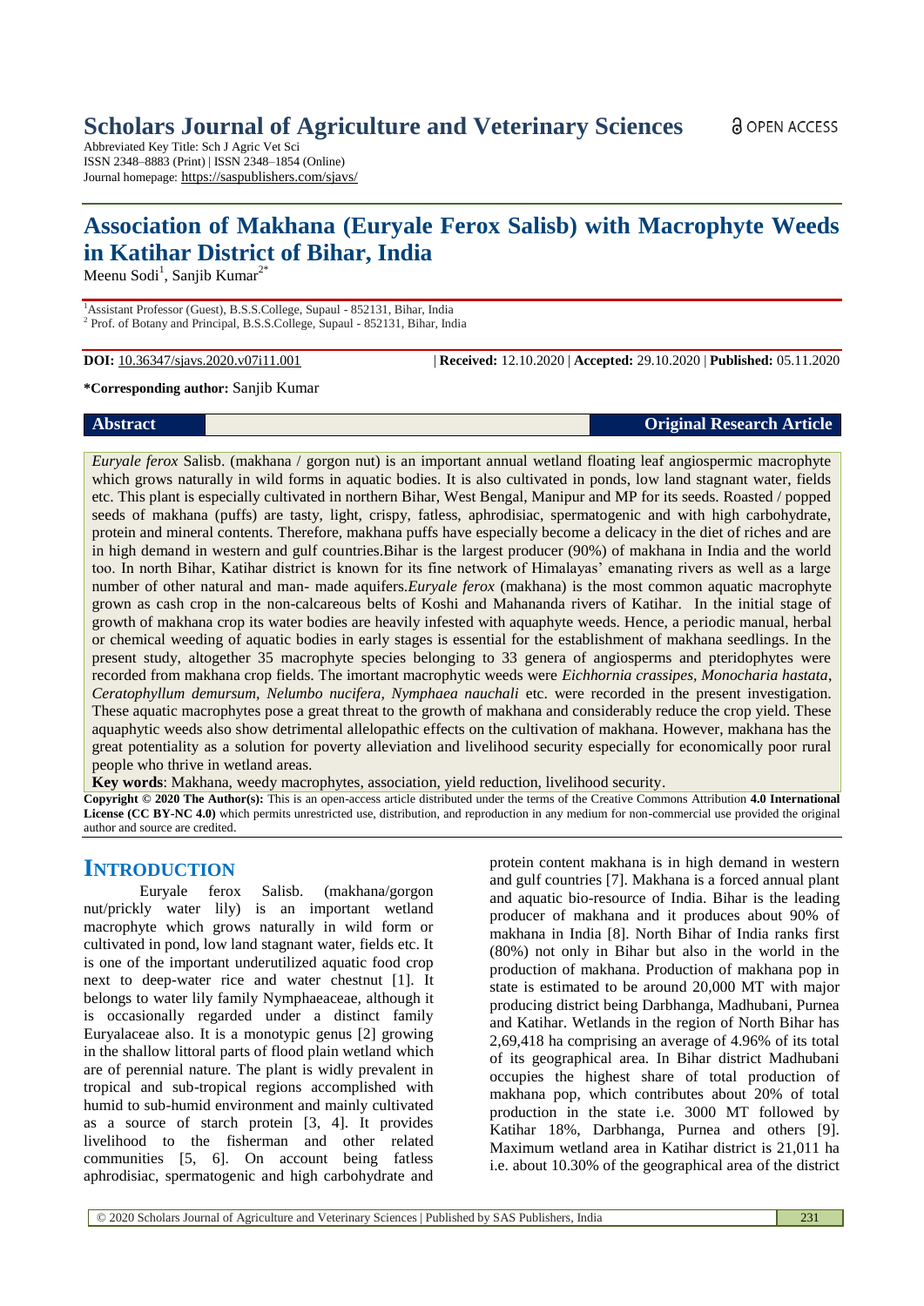# Scholars Journal of Agriculture and Veterinary Sciences

Abbreviated Key Title: Sch J Agric Vet Sci
ISSN 2348–8883 (Print) | ISSN 2348–1854 (Online)
Journal homepage: https://saspublishers.com/sjavs/

OPEN ACCESS

# Association of Makhana (Euryale Ferox Salisb) with Macrophyte Weeds in Katihar District of Bihar, India

Meenu Sodi[1], Sanjib Kumar[2*]

[1]Assistant Professor (Guest), B.S.S.College, Supaul - 852131, Bihar, India
[2] Prof. of Botany and Principal, B.S.S.College, Supaul - 852131, Bihar, India

**DOI:** 10.36347/sjavs.2020.v07i11.001 | **Received:** 12.10.2020 | **Accepted:** 29.10.2020 | **Published:** 05.11.2020

**\*Corresponding author:** Sanjib Kumar

**Abstract** **Original Research Article**

*Euryale ferox* Salisb. (makhana / gorgon nut) is an important annual wetland floating leaf angiospermic macrophyte which grows naturally in wild forms in aquatic bodies. It is also cultivated in ponds, low land stagnant water, fields etc. This plant is especially cultivated in northern Bihar, West Bengal, Manipur and MP for its seeds. Roasted / popped seeds of makhana (puffs) are tasty, light, crispy, fatless, aphrodisiac, spermatogenic and with high carbohydrate, protein and mineral contents. Therefore, makhana puffs have especially become a delicacy in the diet of riches and are in high demand in western and gulf countries.Bihar is the largest producer (90%) of makhana in India and the world too. In north Bihar, Katihar district is known for its fine network of Himalayas' emanating rivers as well as a large number of other natural and man- made aquifers.*Euryale ferox* (makhana) is the most common aquatic macrophyte grown as cash crop in the non-calcareous belts of Koshi and Mahananda rivers of Katihar. In the initial stage of growth of makhana crop its water bodies are heavily infested with aquaphyte weeds. Hence, a periodic manual, herbal or chemical weeding of aquatic bodies in early stages is essential for the establishment of makhana seedlings. In the present study, altogether 35 macrophyte species belonging to 33 genera of angiosperms and pteridophytes were recorded from makhana crop fields. The imortant macrophytic weeds were *Eichhornia crassipes, Monocharia hastata*, *Ceratophyllum demursum, Nelumbo nucifera, Nymphaea nauchali* etc. were recorded in the present investigation. These aquatic macrophytes pose a great threat to the growth of makhana and considerably reduce the crop yield. These aquaphytic weeds also show detrimental allelopathic effects on the cultivation of makhana. However, makhana has the great potentiality as a solution for poverty alleviation and livelihood security especially for economically poor rural people who thrive in wetland areas.

**Key words**: Makhana, weedy macrophytes, association, yield reduction, livelihood security.

**Copyright © 2020 The Author(s):** This is an open-access article distributed under the terms of the Creative Commons Attribution **4.0 International License (CC BY-NC 4.0)** which permits unrestricted use, distribution, and reproduction in any medium for non-commercial use provided the original author and source are credited.

## INTRODUCTION

Euryale ferox Salisb. (makhana/gorgon nut/prickly water lily) is an important wetland macrophyte which grows naturally in wild form or cultivated in pond, low land stagnant water, fields etc. It is one of the important underutilized aquatic food crop next to deep-water rice and water chestnut [1]. It belongs to water lily family Nymphaeaceae, although it is occasionally regarded under a distinct family Euryalaceae also. It is a monotypic genus [2] growing in the shallow littoral parts of flood plain wetland which are of perennial nature. The plant is widly prevalent in tropical and sub-tropical regions accomplished with humid to sub-humid environment and mainly cultivated as a source of starch protein [3, 4]. It provides livelihood to the fisherman and other related communities [5, 6]. On account being fatless aphrodisiac, spermatogenic and high carbohydrate and protein content makhana is in high demand in western and gulf countries [7]. Makhana is a forced annual plant and aquatic bio-resource of India. Bihar is the leading producer of makhana and it produces about 90% of makhana in India [8]. North Bihar of India ranks first (80%) not only in Bihar but also in the world in the production of makhana. Production of makhana pop in state is estimated to be around 20,000 MT with major producing district being Darbhanga, Madhubani, Purnea and Katihar. Wetlands in the region of North Bihar has 2,69,418 ha comprising an average of 4.96% of its total of its geographical area. In Bihar district Madhubani occupies the highest share of total production of makhana pop, which contributes about 20% of total production in the state i.e. 3000 MT followed by Katihar 18%, Darbhanga, Purnea and others [9]. Maximum wetland area in Katihar district is 21,011 ha i.e. about 10.30% of the geographical area of the district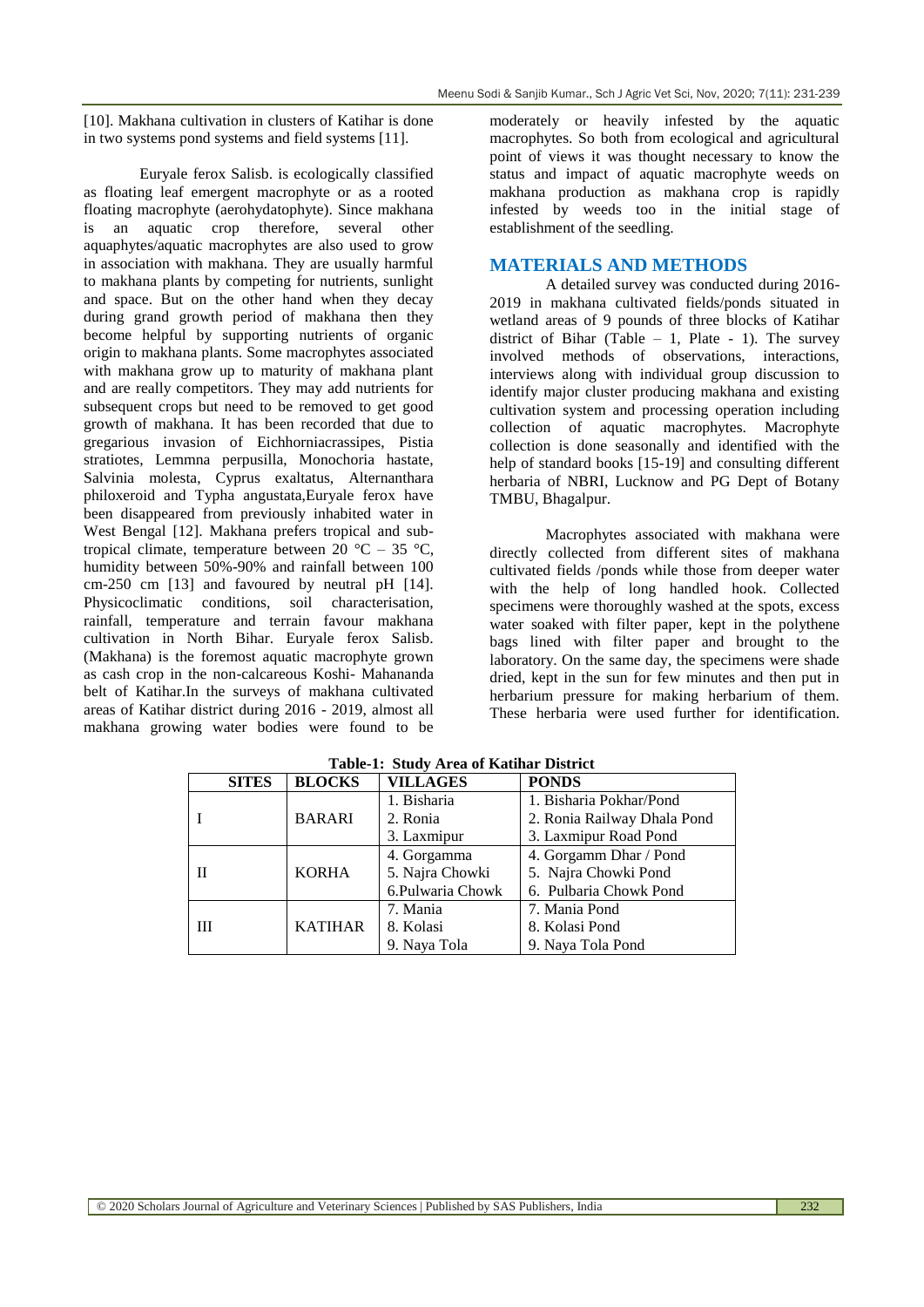[10]. Makhana cultivation in clusters of Katihar is done in two systems pond systems and field systems [11].

Euryale ferox Salisb. is ecologically classified as floating leaf emergent macrophyte or as a rooted floating macrophyte (aerohydatophyte). Since makhana is an aquatic crop therefore, several other aquaphytes/aquatic macrophytes are also used to grow in association with makhana. They are usually harmful to makhana plants by competing for nutrients, sunlight and space. But on the other hand when they decay during grand growth period of makhana then they become helpful by supporting nutrients of organic origin to makhana plants. Some macrophytes associated with makhana grow up to maturity of makhana plant and are really competitors. They may add nutrients for subsequent crops but need to be removed to get good growth of makhana. It has been recorded that due to gregarious invasion of Eichhorniacrassipes, Pistia stratiotes, Lemmna perpusilla, Monochoria hastate, Salvinia molesta, Cyprus exaltatus, Alternanthara philoxeroid and Typha angustata,Euryale ferox have been disappeared from previously inhabited water in West Bengal [12]. Makhana prefers tropical and sub-tropical climate, temperature between 20 °C – 35 °C, humidity between 50%-90% and rainfall between 100 cm-250 cm [13] and favoured by neutral pH [14]. Physicoclimatic conditions, soil characterisation, rainfall, temperature and terrain favour makhana cultivation in North Bihar. Euryale ferox Salisb. (Makhana) is the foremost aquatic macrophyte grown as cash crop in the non-calcareous Koshi- Mahananda belt of Katihar.In the surveys of makhana cultivated areas of Katihar district during 2016 - 2019, almost all makhana growing water bodies were found to be moderately or heavily infested by the aquatic macrophytes. So both from ecological and agricultural point of views it was thought necessary to know the status and impact of aquatic macrophyte weeds on makhana production as makhana crop is rapidly infested by weeds too in the initial stage of establishment of the seedling.

## MATERIALS AND METHODS

A detailed survey was conducted during 2016-2019 in makhana cultivated fields/ponds situated in wetland areas of 9 pounds of three blocks of Katihar district of Bihar (Table – 1, Plate - 1). The survey involved methods of observations, interactions, interviews along with individual group discussion to identify major cluster producing makhana and existing cultivation system and processing operation including collection of aquatic macrophytes. Macrophyte collection is done seasonally and identified with the help of standard books [15-19] and consulting different herbaria of NBRI, Lucknow and PG Dept of Botany TMBU, Bhagalpur.

Macrophytes associated with makhana were directly collected from different sites of makhana cultivated fields /ponds while those from deeper water with the help of long handled hook. Collected specimens were thoroughly washed at the spots, excess water soaked with filter paper, kept in the polythene bags lined with filter paper and brought to the laboratory. On the same day, the specimens were shade dried, kept in the sun for few minutes and then put in herbarium pressure for making herbarium of them. These herbaria were used further for identification.

**Table-1: Study Area of Katihar District**

| SITES | BLOCKS | VILLAGES | PONDS |
|---|---|---|---|
| I | BARARI | 1. Bisharia | 1. Bisharia Pokhar/Pond |
| | | 2. Ronia | 2. Ronia Railway Dhala Pond |
| | | 3. Laxmipur | 3. Laxmipur Road Pond |
| II | KORHA | 4. Gorgamma | 4. Gorgamm Dhar / Pond |
| | | 5. Najra Chowki | 5. Najra Chowki Pond |
| | | 6.Pulwaria Chowk | 6. Pulbaria Chowk Pond |
| III | KATIHAR | 7. Mania | 7. Mania Pond |
| | | 8. Kolasi | 8. Kolasi Pond |
| | | 9. Naya Tola | 9. Naya Tola Pond |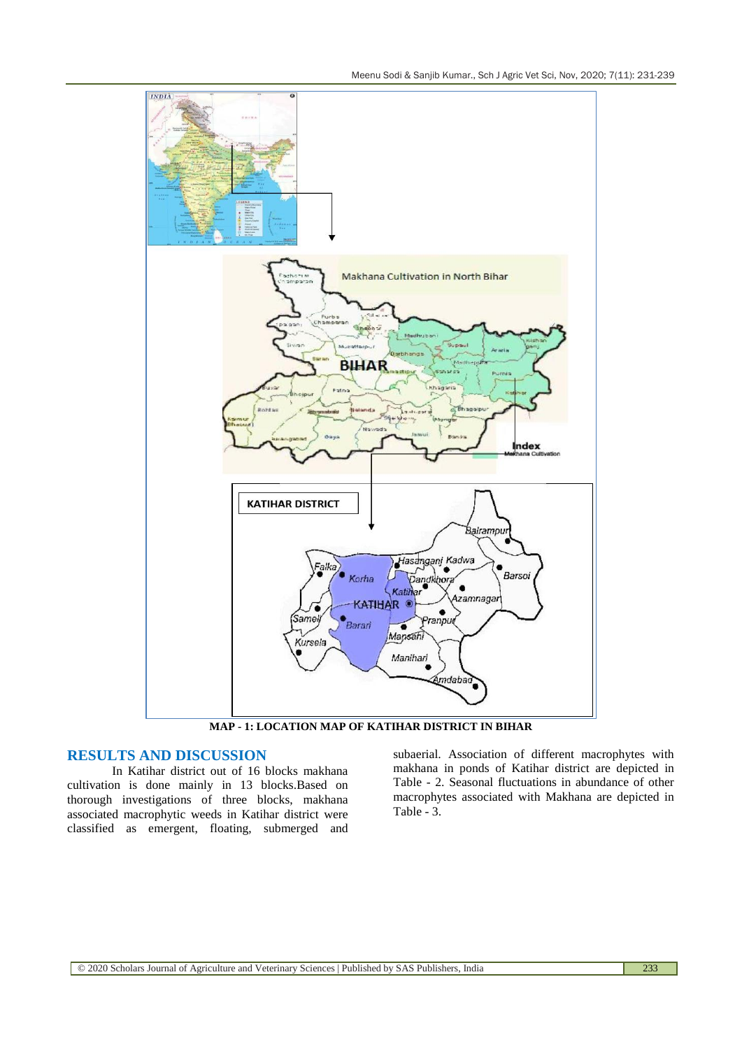**MAP - 1: LOCATION MAP OF KATIHAR DISTRICT IN BIHAR**

## RESULTS AND DISCUSSION

In Katihar district out of 16 blocks makhana cultivation is done mainly in 13 blocks.Based on thorough investigations of three blocks, makhana associated macrophytic weeds in Katihar district were classified as emergent, floating, submerged and subaerial. Association of different macrophytes with makhana in ponds of Katihar district are depicted in Table - 2. Seasonal fluctuations in abundance of other macrophytes associated with Makhana are depicted in Table - 3.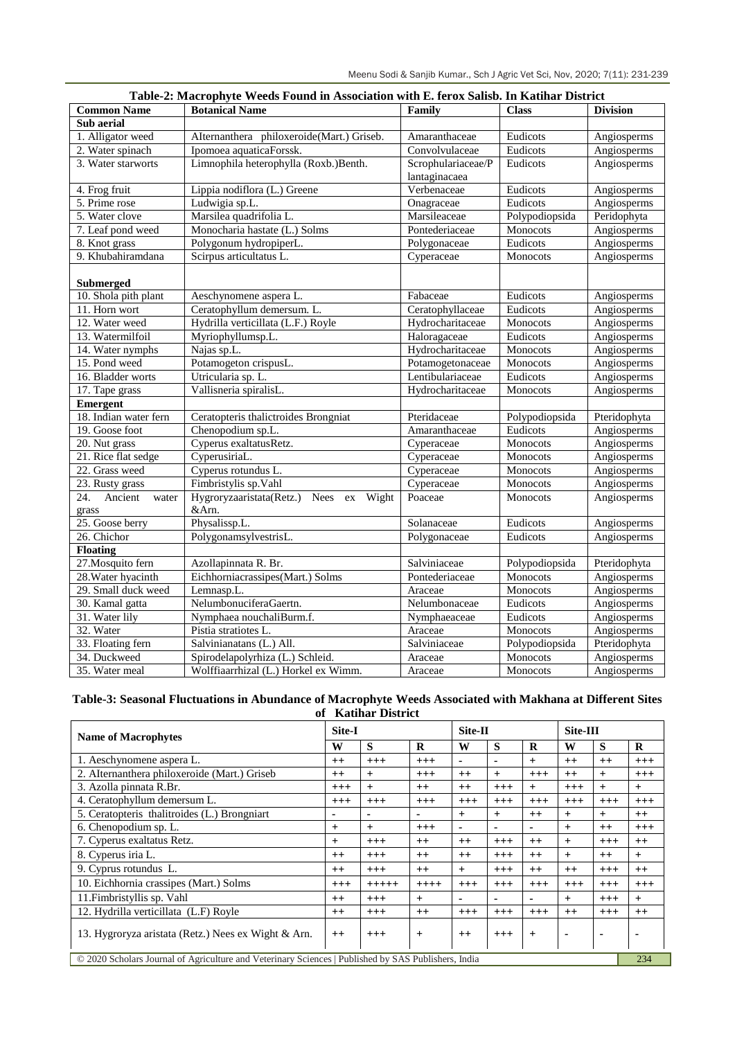**Table-2: Macrophyte Weeds Found in Association with E. ferox Salisb. In Katihar District**

| Common Name | Botanical Name | Family | Class | Division |
|---|---|---|---|---|
| **Sub aerial** | | | | |
| 1. Alligator weed | Alternanthera philoxeroide(Mart.) Griseb. | Amaranthaceae | Eudicots | Angiosperms |
| 2. Water spinach | Ipomoea aquaticaForssk. | Convolvulaceae | Eudicots | Angiosperms |
| 3. Water starworts | Limnophila heterophylla (Roxb.)Benth. | Scrophulariaceae/Plantaginacaea | Eudicots | Angiosperms |
| 4. Frog fruit | Lippia nodiflora (L.) Greene | Verbenaceae | Eudicots | Angiosperms |
| 5. Prime rose | Ludwigia sp.L. | Onagraceae | Eudicots | Angiosperms |
| 5. Water clove | Marsilea quadrifolia L. | Marsileaceae | Polypodiopsida | Peridophyta |
| 7. Leaf pond weed | Monocharia hastate (L.) Solms | Pontederiaceae | Monocots | Angiosperms |
| 8. Knot grass | Polygonum hydropiperL. | Polygonaceae | Eudicots | Angiosperms |
| 9. Khubahiramdana | Scirpus articultatus L. | Cyperaceae | Monocots | Angiosperms |
| **Submerged** | | | | |
| 10. Shola pith plant | Aeschynomene aspera L. | Fabaceae | Eudicots | Angiosperms |
| 11. Horn wort | Ceratophyllum demersum. L. | Ceratophyllaceae | Eudicots | Angiosperms |
| 12. Water weed | Hydrilla verticillata (L.F.) Royle | Hydrocharitaceae | Monocots | Angiosperms |
| 13. Watermilfoil | Myriophyllumsp.L. | Haloragaceae | Eudicots | Angiosperms |
| 14. Water nymphs | Najas sp.L. | Hydrocharitaceae | Monocots | Angiosperms |
| 15. Pond weed | Potamogeton crispusL. | Potamogetonaceae | Monocots | Angiosperms |
| 16. Bladder worts | Utricularia sp. L. | Lentibulariaceae | Eudicots | Angiosperms |
| 17. Tape grass | Vallisneria spiralisL. | Hydrocharitaceae | Monocots | Angiosperms |
| **Emergent** | | | | |
| 18. Indian water fern | Ceratopteris thalictroides Brongniat | Pteridaceae | Polypodiopsida | Pteridophyta |
| 19. Goose foot | Chenopodium sp.L. | Amaranthaceae | Eudicots | Angiosperms |
| 20. Nut grass | Cyperus exaltatusRetz. | Cyperaceae | Monocots | Angiosperms |
| 21. Rice flat sedge | CyperusiriaL. | Cyperaceae | Monocots | Angiosperms |
| 22. Grass weed | Cyperus rotundus L. | Cyperaceae | Monocots | Angiosperms |
| 23. Rusty grass | Fimbristylis sp.Vahl | Cyperaceae | Monocots | Angiosperms |
| 24. Ancient water grass | Hygroryzaaristata(Retz.) Nees ex Wight &Arn. | Poaceae | Monocots | Angiosperms |
| 25. Goose berry | Physalissp.L. | Solanaceae | Eudicots | Angiosperms |
| 26. Chichor | PolygonamsylvestrisL. | Polygonaceae | Eudicots | Angiosperms |
| **Floating** | | | | |
| 27.Mosquito fern | Azollapinnata R. Br. | Salviniaceae | Polypodiopsida | Pteridophyta |
| 28.Water hyacinth | Eichhorniacrassipes(Mart.) Solms | Pontederiaceae | Monocots | Angiosperms |
| 29. Small duck weed | Lemnasp.L. | Araceae | Monocots | Angiosperms |
| 30. Kamal gatta | NelumbonuciferaGaertn. | Nelumbonaceae | Eudicots | Angiosperms |
| 31. Water lily | Nymphaea nouchaliBurm.f. | Nymphaeaceae | Eudicots | Angiosperms |
| 32. Water | Pistia stratiotes L. | Araceae | Monocots | Angiosperms |
| 33. Floating fern | Salvinianatans (L.) All. | Salviniaceae | Polypodiopsida | Pteridophyta |
| 34. Duckweed | Spirodelapolyrhiza (L.) Schleid. | Araceae | Monocots | Angiosperms |
| 35. Water meal | Wolffiaarrhizal (L.) Horkel ex Wimm. | Araceae | Monocots | Angiosperms |

**Table-3: Seasonal Fluctuations in Abundance of Macrophyte Weeds Associated with Makhana at Different Sites of Katihar District**

| Name of Macrophytes | Site-I | | | Site-II | | | Site-III | | |
|---|---|---|---|---|---|---|---|---|---|
| | W | S | R | W | S | R | W | S | R |
| 1. Aeschynomene aspera L. | ++ | +++ | +++ | - | - | + | ++ | ++ | +++ |
| 2. Alternanthera philoxeroide (Mart.) Griseb | ++ | + | +++ | ++ | + | +++ | ++ | + | +++ |
| 3. Azolla pinnata R.Br. | +++ | + | ++ | ++ | +++ | + | +++ | + | + |
| 4. Ceratophyllum demersum L. | +++ | +++ | +++ | +++ | +++ | +++ | +++ | +++ | +++ |
| 5. Ceratopteris thalitroides (L.) Brongniart | - | - | - | + | + | ++ | + | + | ++ |
| 6. Chenopodium sp. L. | + | + | +++ | - | - | - | + | ++ | +++ |
| 7. Cyperus exaltatus Retz. | + | +++ | ++ | ++ | +++ | ++ | + | +++ | ++ |
| 8. Cyperus iria L. | ++ | +++ | ++ | ++ | +++ | ++ | + | ++ | + |
| 9. Cyprus rotundus L. | ++ | +++ | ++ | + | +++ | ++ | ++ | +++ | ++ |
| 10. Eichhornia crassipes (Mart.) Solms | +++ | +++++ | ++++ | +++ | +++ | +++ | +++ | +++ | +++ |
| 11.Fimbristyllis sp. Vahl | ++ | +++ | + | - | - | - | + | +++ | + |
| 12. Hydrilla verticillata (L.F) Royle | ++ | +++ | ++ | +++ | +++ | +++ | ++ | +++ | ++ |
| 13. Hygroryza aristata (Retz.) Nees ex Wight & Arn. | ++ | +++ | + | ++ | +++ | + | - | - | - |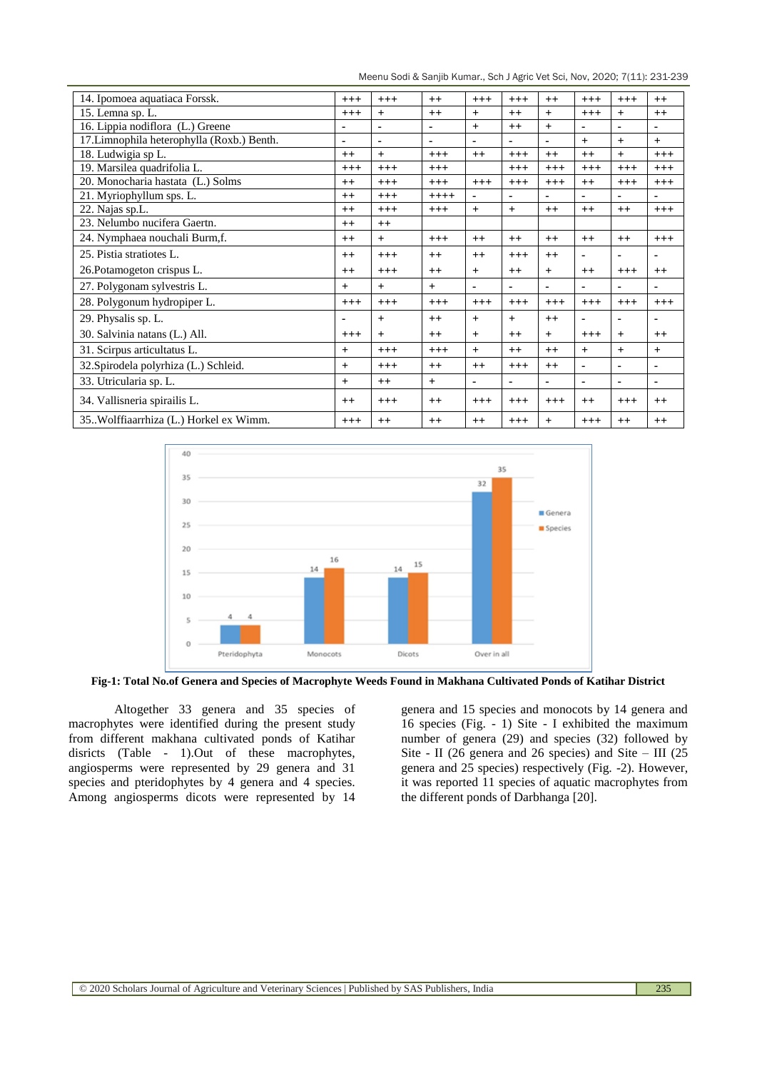| | | | | | | | | | |
|---|---|---|---|---|---|---|---|---|---|
| 14. Ipomoea aquatiaca Forssk. | +++ | +++ | ++ | +++ | +++ | ++ | +++ | +++ | ++ |
| 15. Lemna sp. L. | +++ | + | ++ | + | ++ | + | +++ | + | ++ |
| 16. Lippia nodiflora (L.) Greene | - | - | - | + | ++ | + | - | - | - |
| 17.Limnophila heterophylla (Roxb.) Benth. | - | - | - | - | - | - | + | + | + |
| 18. Ludwigia sp L. | ++ | + | +++ | ++ | +++ | ++ | ++ | + | +++ |
| 19. Marsilea quadrifolia L. | +++ | +++ | +++ | | +++ | +++ | +++ | +++ | +++ |
| 20. Monocharia hastata (L.) Solms | ++ | +++ | +++ | +++ | +++ | +++ | ++ | +++ | +++ |
| 21. Myriophyllum sps. L. | ++ | +++ | ++++ | - | - | - | - | - | - |
| 22. Najas sp.L. | ++ | +++ | +++ | + | + | ++ | ++ | ++ | +++ |
| 23. Nelumbo nucifera Gaertn. | ++ | ++ | | | | | | | |
| 24. Nymphaea nouchali Burm,f. | ++ | + | +++ | ++ | ++ | ++ | ++ | ++ | +++ |
| 25. Pistia stratiotes L. | ++ | +++ | ++ | ++ | +++ | ++ | - | - | - |
| 26.Potamogeton crispus L. | ++ | +++ | ++ | + | ++ | + | ++ | +++ | ++ |
| 27. Polygonam sylvestris L. | + | + | + | - | - | - | - | - | - |
| 28. Polygonum hydropiper L. | +++ | +++ | +++ | +++ | +++ | +++ | +++ | +++ | +++ |
| 29. Physalis sp. L. | - | + | ++ | + | + | ++ | - | - | - |
| 30. Salvinia natans (L.) All. | +++ | + | ++ | + | ++ | + | +++ | + | ++ |
| 31. Scirpus articultatus L. | + | +++ | +++ | + | ++ | ++ | + | + | + |
| 32.Spirodela polyrhiza (L.) Schleid. | + | +++ | ++ | ++ | +++ | ++ | - | - | - |
| 33. Utricularia sp. L. | + | ++ | + | - | - | - | - | - | - |
| 34. Vallisneria spirailis L. | ++ | +++ | ++ | +++ | +++ | +++ | ++ | +++ | ++ |
| 35..Wolffiaarrhiza (L.) Horkel ex Wimm. | +++ | ++ | ++ | ++ | +++ | + | +++ | ++ | ++ |

**Fig-1: Total No.of Genera and Species of Macrophyte Weeds Found in Makhana Cultivated Ponds of Katihar District**

Altogether 33 genera and 35 species of macrophytes were identified during the present study from different makhana cultivated ponds of Katihar disricts (Table - 1).Out of these macrophytes, angiosperms were represented by 29 genera and 31 species and pteridophytes by 4 genera and 4 species. Among angiosperms dicots were represented by 14 genera and 15 species and monocots by 14 genera and 16 species (Fig. - 1) Site - I exhibited the maximum number of genera (29) and species (32) followed by Site - II (26 genera and 26 species) and Site – III (25 genera and 25 species) respectively (Fig. -2). However, it was reported 11 species of aquatic macrophytes from the different ponds of Darbhanga [20].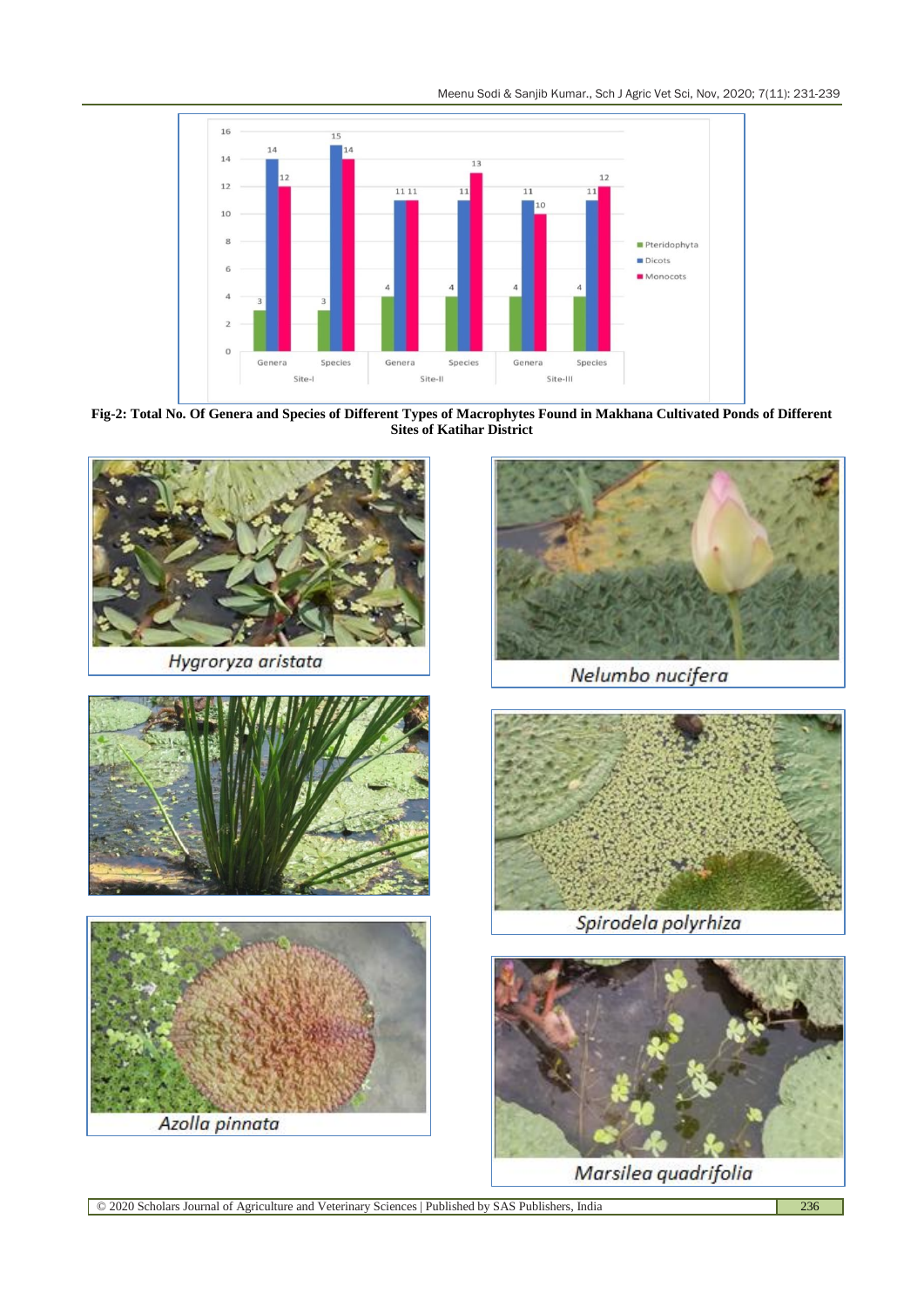**Fig-2: Total No. Of Genera and Species of Different Types of Macrophytes Found in Makhana Cultivated Ponds of Different Sites of Katihar District**

*Hygroryza aristata*

*Nelumbo nucifera*

*Spirodela polyrhiza*

*Azolla pinnata*

*Marsilea quadrifolia*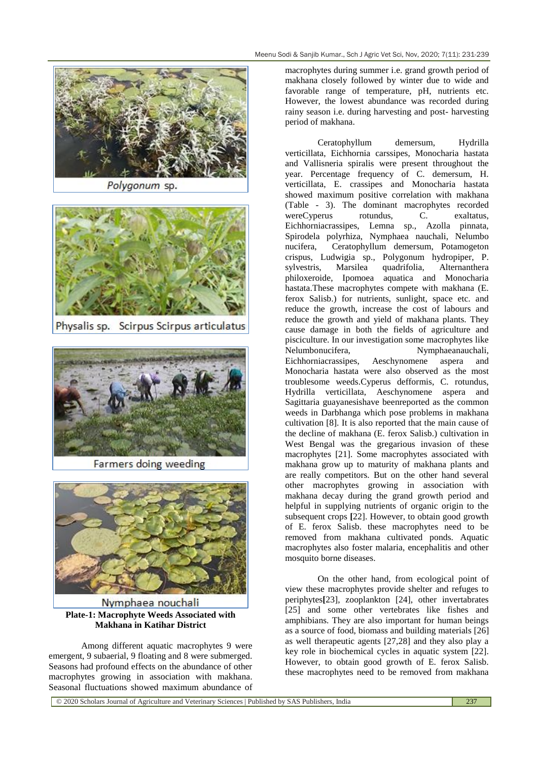Polygonum sp.

Physalis sp. Scirpus Scirpus articulatus

Farmers doing weeding

Nymphaea nouchali

**Plate-1: Macrophyte Weeds Associated with Makhana in Katihar District**

Among different aquatic macrophytes 9 were emergent, 9 subaerial, 9 floating and 8 were submerged. Seasons had profound effects on the abundance of other macrophytes growing in association with makhana. Seasonal fluctuations showed maximum abundance of macrophytes during summer i.e. grand growth period of makhana closely followed by winter due to wide and favorable range of temperature, pH, nutrients etc. However, the lowest abundance was recorded during rainy season i.e. during harvesting and post- harvesting period of makhana.

Ceratophyllum demersum, Hydrilla verticillata, Eichhornia carssipes, Monocharia hastata and Vallisneria spiralis were present throughout the year. Percentage frequency of C. demersum, H. verticillata, E. crassipes and Monocharia hastata showed maximum positive correlation with makhana (Table - 3). The dominant macrophytes recorded wereCyperus rotundus, C. exaltatus, Eichhorniacrassipes, Lemna sp., Azolla pinnata, Spirodela polyrhiza, Nymphaea nauchali, Nelumbo nucifera, Ceratophyllum demersum, Potamogeton crispus, Ludwigia sp., Polygonum hydropiper, P. sylvestris, Marsilea quadrifolia, Alternanthera philoxeroide, Ipomoea aquatica and Monocharia hastata.These macrophytes compete with makhana (E. ferox Salisb.) for nutrients, sunlight, space etc. and reduce the growth, increase the cost of labours and reduce the growth and yield of makhana plants. They cause damage in both the fields of agriculture and pisciculture. In our investigation some macrophytes like Nelumbonucifera, Nymphaeanauchali, Eichhorniacrassipes, Aeschynomene aspera and Monocharia hastata were also observed as the most troublesome weeds.Cyperus defformis, C. rotundus, Hydrilla verticillata, Aeschynomene aspera and Sagittaria guayanesishave beenreported as the common weeds in Darbhanga which pose problems in makhana cultivation [8]. It is also reported that the main cause of the decline of makhana (E. ferox Salisb.) cultivation in West Bengal was the gregarious invasion of these macrophytes [21]. Some macrophytes associated with makhana grow up to maturity of makhana plants and are really competitors. But on the other hand several other macrophytes growing in association with makhana decay during the grand growth period and helpful in supplying nutrients of organic origin to the subsequent crops [22]. However, to obtain good growth of E. ferox Salisb. these macrophytes need to be removed from makhana cultivated ponds. Aquatic macrophytes also foster malaria, encephalitis and other mosquito borne diseases.

On the other hand, from ecological point of view these macrophytes provide shelter and refuges to periphytes[23], zooplankton [24], other invertabrates [25] and some other vertebrates like fishes and amphibians. They are also important for human beings as a source of food, biomass and building materials [26] as well as therapeutic agents [27,28] and they also play a key role in biochemical cycles in aquatic system [22]. However, to obtain good growth of E. ferox Salisb. these macrophytes need to be removed from makhana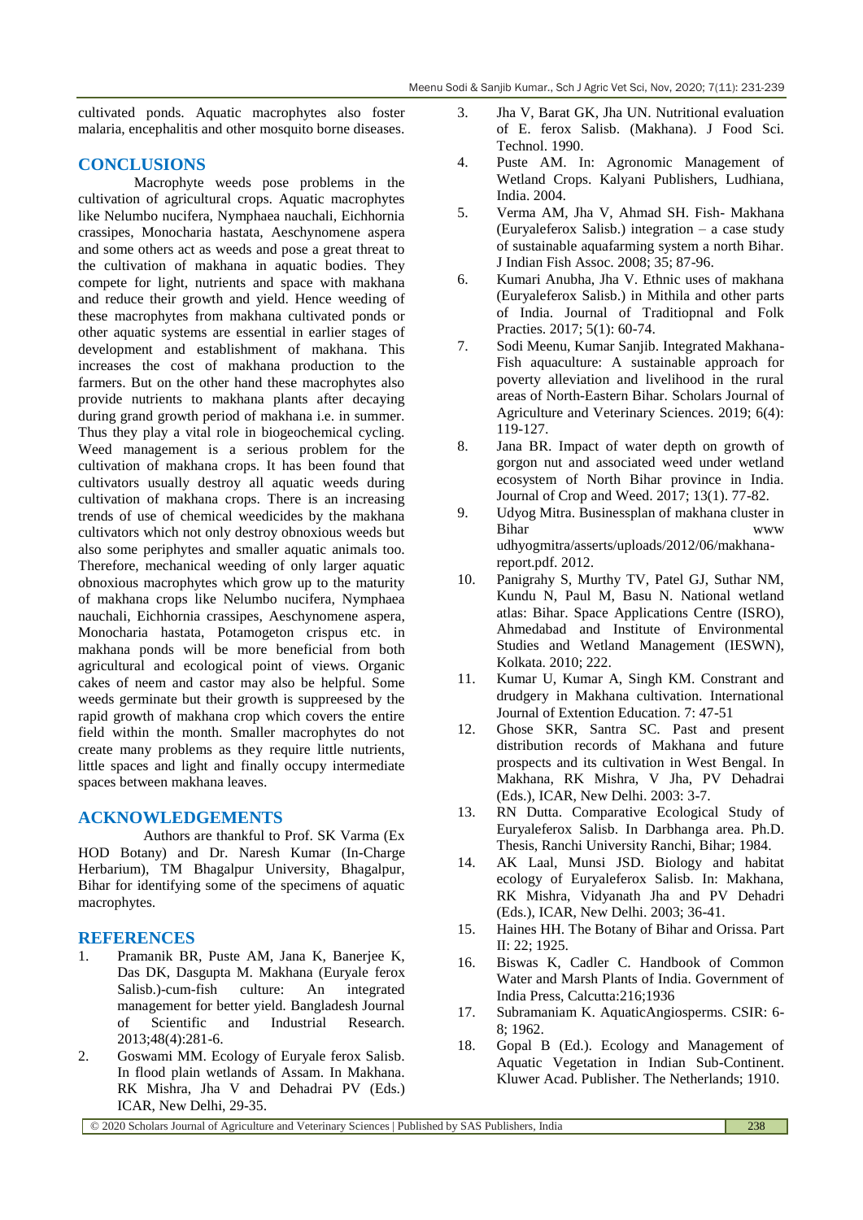cultivated ponds. Aquatic macrophytes also foster malaria, encephalitis and other mosquito borne diseases.

## CONCLUSIONS

Macrophyte weeds pose problems in the cultivation of agricultural crops. Aquatic macrophytes like Nelumbo nucifera, Nymphaea nauchali, Eichhornia crassipes, Monocharia hastata, Aeschynomene aspera and some others act as weeds and pose a great threat to the cultivation of makhana in aquatic bodies. They compete for light, nutrients and space with makhana and reduce their growth and yield. Hence weeding of these macrophytes from makhana cultivated ponds or other aquatic systems are essential in earlier stages of development and establishment of makhana. This increases the cost of makhana production to the farmers. But on the other hand these macrophytes also provide nutrients to makhana plants after decaying during grand growth period of makhana i.e. in summer. Thus they play a vital role in biogeochemical cycling. Weed management is a serious problem for the cultivation of makhana crops. It has been found that cultivators usually destroy all aquatic weeds during cultivation of makhana crops. There is an increasing trends of use of chemical weedicides by the makhana cultivators which not only destroy obnoxious weeds but also some periphytes and smaller aquatic animals too. Therefore, mechanical weeding of only larger aquatic obnoxious macrophytes which grow up to the maturity of makhana crops like Nelumbo nucifera, Nymphaea nauchali, Eichhornia crassipes, Aeschynomene aspera, Monocharia hastata, Potamogeton crispus etc. in makhana ponds will be more beneficial from both agricultural and ecological point of views. Organic cakes of neem and castor may also be helpful. Some weeds germinate but their growth is suppreesed by the rapid growth of makhana crop which covers the entire field within the month. Smaller macrophytes do not create many problems as they require little nutrients, little spaces and light and finally occupy intermediate spaces between makhana leaves.

## ACKNOWLEDGEMENTS

Authors are thankful to Prof. SK Varma (Ex HOD Botany) and Dr. Naresh Kumar (In-Charge Herbarium), TM Bhagalpur University, Bhagalpur, Bihar for identifying some of the specimens of aquatic macrophytes.

## REFERENCES

1. Pramanik BR, Puste AM, Jana K, Banerjee K, Das DK, Dasgupta M. Makhana (Euryale ferox Salisb.)-cum-fish culture: An integrated management for better yield. Bangladesh Journal of Scientific and Industrial Research. 2013;48(4):281-6.
2. Goswami MM. Ecology of Euryale ferox Salisb. In flood plain wetlands of Assam. In Makhana. RK Mishra, Jha V and Dehadrai PV (Eds.) ICAR, New Delhi, 29-35.
3. Jha V, Barat GK, Jha UN. Nutritional evaluation of E. ferox Salisb. (Makhana). J Food Sci. Technol. 1990.
4. Puste AM. In: Agronomic Management of Wetland Crops. Kalyani Publishers, Ludhiana, India. 2004.
5. Verma AM, Jha V, Ahmad SH. Fish- Makhana (Euryaleferox Salisb.) integration – a case study of sustainable aquafarming system a north Bihar. J Indian Fish Assoc. 2008; 35; 87-96.
6. Kumari Anubha, Jha V. Ethnic uses of makhana (Euryaleferox Salisb.) in Mithila and other parts of India. Journal of Traditiopnal and Folk Practies. 2017; 5(1): 60-74.
7. Sodi Meenu, Kumar Sanjib. Integrated Makhana-Fish aquaculture: A sustainable approach for poverty alleviation and livelihood in the rural areas of North-Eastern Bihar. Scholars Journal of Agriculture and Veterinary Sciences. 2019; 6(4): 119-127.
8. Jana BR. Impact of water depth on growth of gorgon nut and associated weed under wetland ecosystem of North Bihar province in India. Journal of Crop and Weed. 2017; 13(1). 77-82.
9. Udyog Mitra. Businessplan of makhana cluster in Bihar www udhyogmitra/asserts/uploads/2012/06/makhana-report.pdf. 2012.
10. Panigrahy S, Murthy TV, Patel GJ, Suthar NM, Kundu N, Paul M, Basu N. National wetland atlas: Bihar. Space Applications Centre (ISRO), Ahmedabad and Institute of Environmental Studies and Wetland Management (IESWN), Kolkata. 2010; 222.
11. Kumar U, Kumar A, Singh KM. Constrant and drudgery in Makhana cultivation. International Journal of Extention Education. 7: 47-51
12. Ghose SKR, Santra SC. Past and present distribution records of Makhana and future prospects and its cultivation in West Bengal. In Makhana, RK Mishra, V Jha, PV Dehadrai (Eds.), ICAR, New Delhi. 2003: 3-7.
13. RN Dutta. Comparative Ecological Study of Euryaleferox Salisb. In Darbhanga area. Ph.D. Thesis, Ranchi University Ranchi, Bihar; 1984.
14. AK Laal, Munsi JSD. Biology and habitat ecology of Euryaleferox Salisb. In: Makhana, RK Mishra, Vidyanath Jha and PV Dehadri (Eds.), ICAR, New Delhi. 2003; 36-41.
15. Haines HH. The Botany of Bihar and Orissa. Part II: 22; 1925.
16. Biswas K, Cadler C. Handbook of Common Water and Marsh Plants of India. Government of India Press, Calcutta:216;1936
17. Subramaniam K. AquaticAngiosperms. CSIR: 6-8; 1962.
18. Gopal B (Ed.). Ecology and Management of Aquatic Vegetation in Indian Sub-Continent. Kluwer Acad. Publisher. The Netherlands; 1910.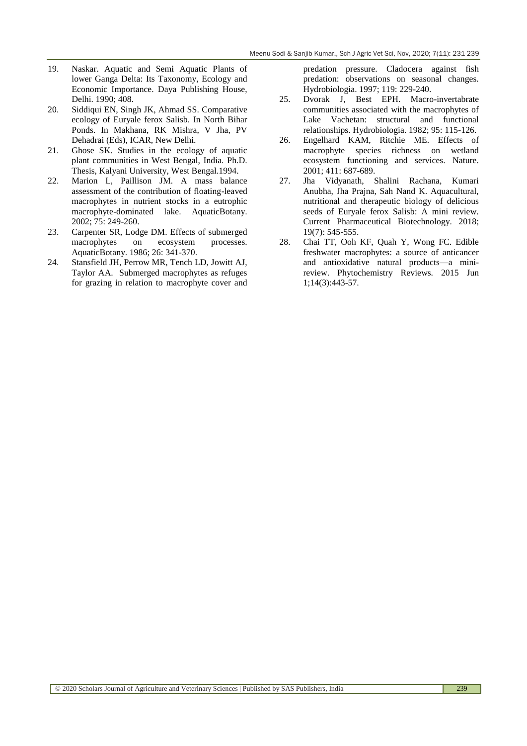19. Naskar. Aquatic and Semi Aquatic Plants of lower Ganga Delta: Its Taxonomy, Ecology and Economic Importance. Daya Publishing House, Delhi. 1990; 408.
20. Siddiqui EN, Singh JK, Ahmad SS. Comparative ecology of Euryale ferox Salisb. In North Bihar Ponds. In Makhana, RK Mishra, V Jha, PV Dehadrai (Eds), ICAR, New Delhi.
21. Ghose SK. Studies in the ecology of aquatic plant communities in West Bengal, India. Ph.D. Thesis, Kalyani University, West Bengal.1994.
22. Marion L, Paillison JM. A mass balance assessment of the contribution of floating-leaved macrophytes in nutrient stocks in a eutrophic macrophyte-dominated lake. AquaticBotany. 2002; 75: 249-260.
23. Carpenter SR, Lodge DM. Effects of submerged macrophytes on ecosystem processes. AquaticBotany. 1986; 26: 341-370.
24. Stansfield JH, Perrow MR, Tench LD, Jowitt AJ, Taylor AA. Submerged macrophytes as refuges for grazing in relation to macrophyte cover and predation pressure. Cladocera against fish predation: observations on seasonal changes. Hydrobiologia. 1997; 119: 229-240.
25. Dvorak J, Best EPH. Macro-invertabrate communities associated with the macrophytes of Lake Vachetan: structural and functional relationships. Hydrobiologia. 1982; 95: 115-126.
26. Engelhard KAM, Ritchie ME. Effects of macrophyte species richness on wetland ecosystem functioning and services. Nature. 2001; 411: 687-689.
27. Jha Vidyanath, Shalini Rachana, Kumari Anubha, Jha Prajna, Sah Nand K. Aquacultural, nutritional and therapeutic biology of delicious seeds of Euryale ferox Salisb: A mini review. Current Pharmaceutical Biotechnology. 2018; 19(7): 545-555.
28. Chai TT, Ooh KF, Quah Y, Wong FC. Edible freshwater macrophytes: a source of anticancer and antioxidative natural products—a mini-review. Phytochemistry Reviews. 2015 Jun 1;14(3):443-57.